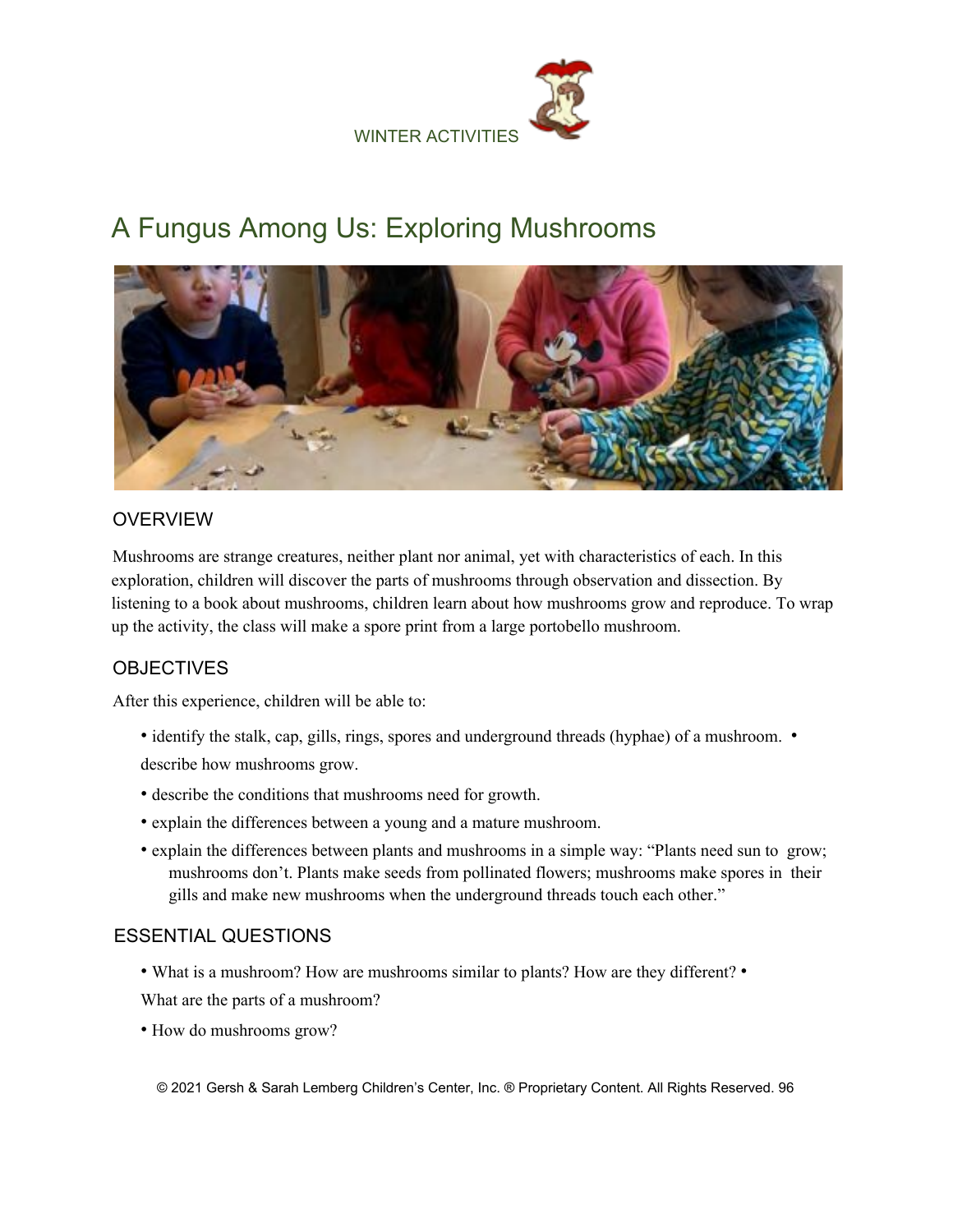WINTER ACTIVITIES

# A Fungus Among Us: Exploring Mushrooms

## OVERVIEW

Mushrooms are strange creatures, neither plant nor animal, yet with characteristics of each. In this exploration, children will discover the parts of mushrooms through observation and dissection. By listening to a book about mushrooms, children learn about how mushrooms grow and reproduce. To wrap up the activity, the class will make a spore print from a large portobello mushroom.

## OBJECTIVES

After this experience, children will be able to:

- identify the stalk, cap, gills, rings, spores and underground threads (hyphae) of a mushroom.
- describe how mushrooms grow.
- describe the conditions that mushrooms need for growth.
- explain the differences between a young and a mature mushroom.
- explain the differences between plants and mushrooms in a simple way: "Plants need sun to grow; mushrooms don't. Plants make seeds from pollinated flowers; mushrooms make spores in their gills and make new mushrooms when the underground threads touch each other."

## ESSENTIAL QUESTIONS

- What is a mushroom? How are mushrooms similar to plants? How are they different?
- What are the parts of a mushroom?
- How do mushrooms grow?

© 2021 Gersh & Sarah Lemberg Children's Center, Inc. ® Proprietary Content. All Rights Reserved.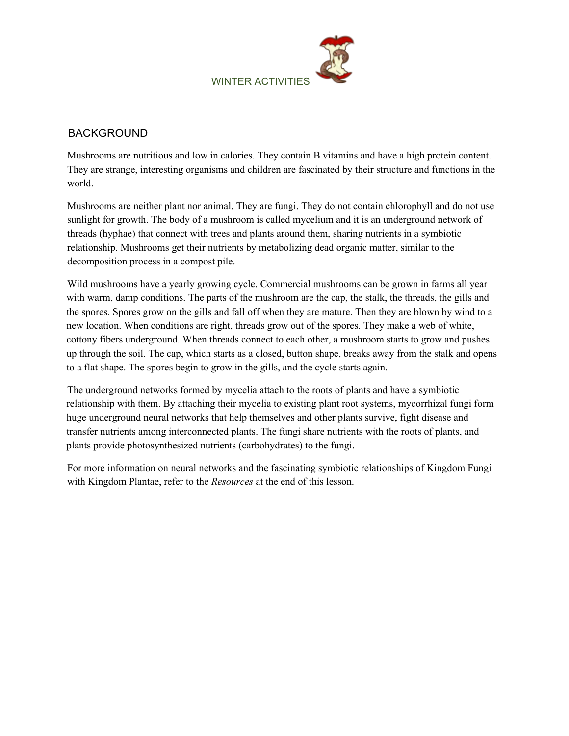WINTER ACTIVITIES

## BACKGROUND

Mushrooms are nutritious and low in calories. They contain B vitamins and have a high protein content. They are strange, interesting organisms and children are fascinated by their structure and functions in the world.

Mushrooms are neither plant nor animal. They are fungi. They do not contain chlorophyll and do not use sunlight for growth. The body of a mushroom is called mycelium and it is an underground network of threads (hyphae) that connect with trees and plants around them, sharing nutrients in a symbiotic relationship. Mushrooms get their nutrients by metabolizing dead organic matter, similar to the decomposition process in a compost pile.

Wild mushrooms have a yearly growing cycle. Commercial mushrooms can be grown in farms all year with warm, damp conditions. The parts of the mushroom are the cap, the stalk, the threads, the gills and the spores. Spores grow on the gills and fall off when they are mature. Then they are blown by wind to a new location. When conditions are right, threads grow out of the spores. They make a web of white, cottony fibers underground. When threads connect to each other, a mushroom starts to grow and pushes up through the soil. The cap, which starts as a closed, button shape, breaks away from the stalk and opens to a flat shape. The spores begin to grow in the gills, and the cycle starts again.

The underground networks formed by mycelia attach to the roots of plants and have a symbiotic relationship with them. By attaching their mycelia to existing plant root systems, mycorrhizal fungi form huge underground neural networks that help themselves and other plants survive, fight disease and transfer nutrients among interconnected plants. The fungi share nutrients with the roots of plants, and plants provide photosynthesized nutrients (carbohydrates) to the fungi.

For more information on neural networks and the fascinating symbiotic relationships of Kingdom Fungi with Kingdom Plantae, refer to the *Resources* at the end of this lesson.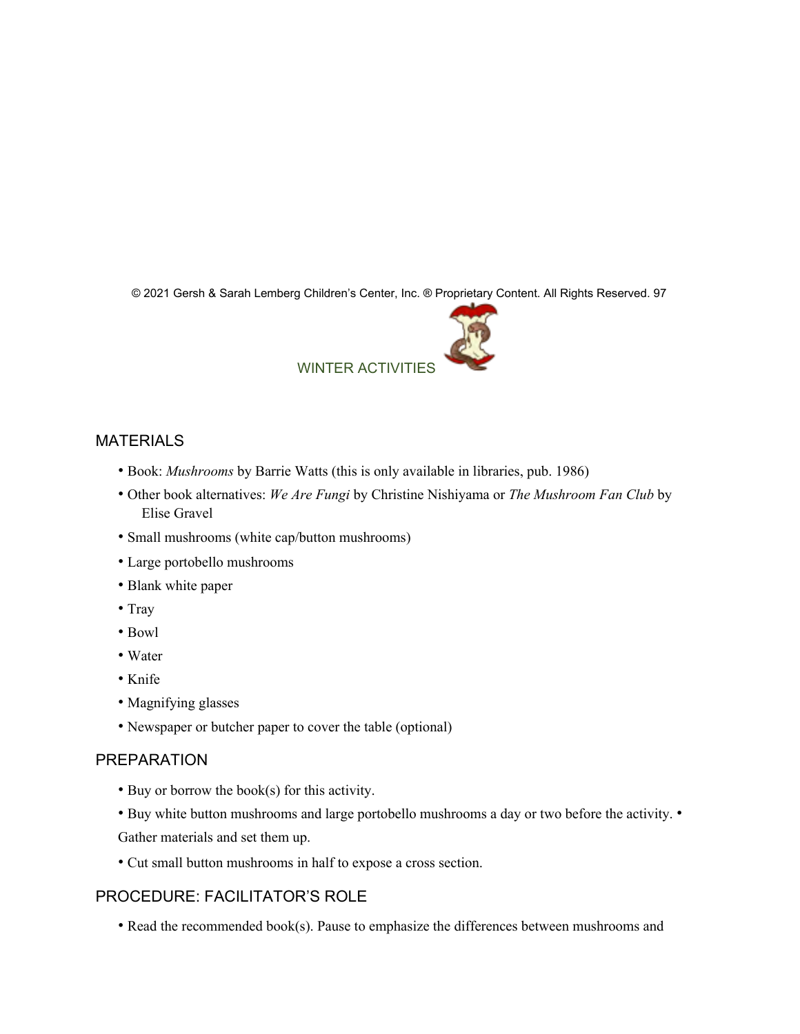WINTER ACTIVITIES

## MATERIALS

- Book: *Mushrooms* by Barrie Watts (this is only available in libraries, pub. 1986)
- Other book alternatives: *We Are Fungi* by Christine Nishiyama or *The Mushroom Fan Club* by Elise Gravel
- Small mushrooms (white cap/button mushrooms)
- Large portobello mushrooms
- Blank white paper
- Tray
- Bowl
- Water
- Knife
- Magnifying glasses
- Newspaper or butcher paper to cover the table (optional)

## PREPARATION

- Buy or borrow the book(s) for this activity.
- Buy white button mushrooms and large portobello mushrooms a day or two before the activity.
- Gather materials and set them up.
- Cut small button mushrooms in half to expose a cross section.

## PROCEDURE: FACILITATOR'S ROLE

- Read the recommended book(s). Pause to emphasize the differences between mushrooms and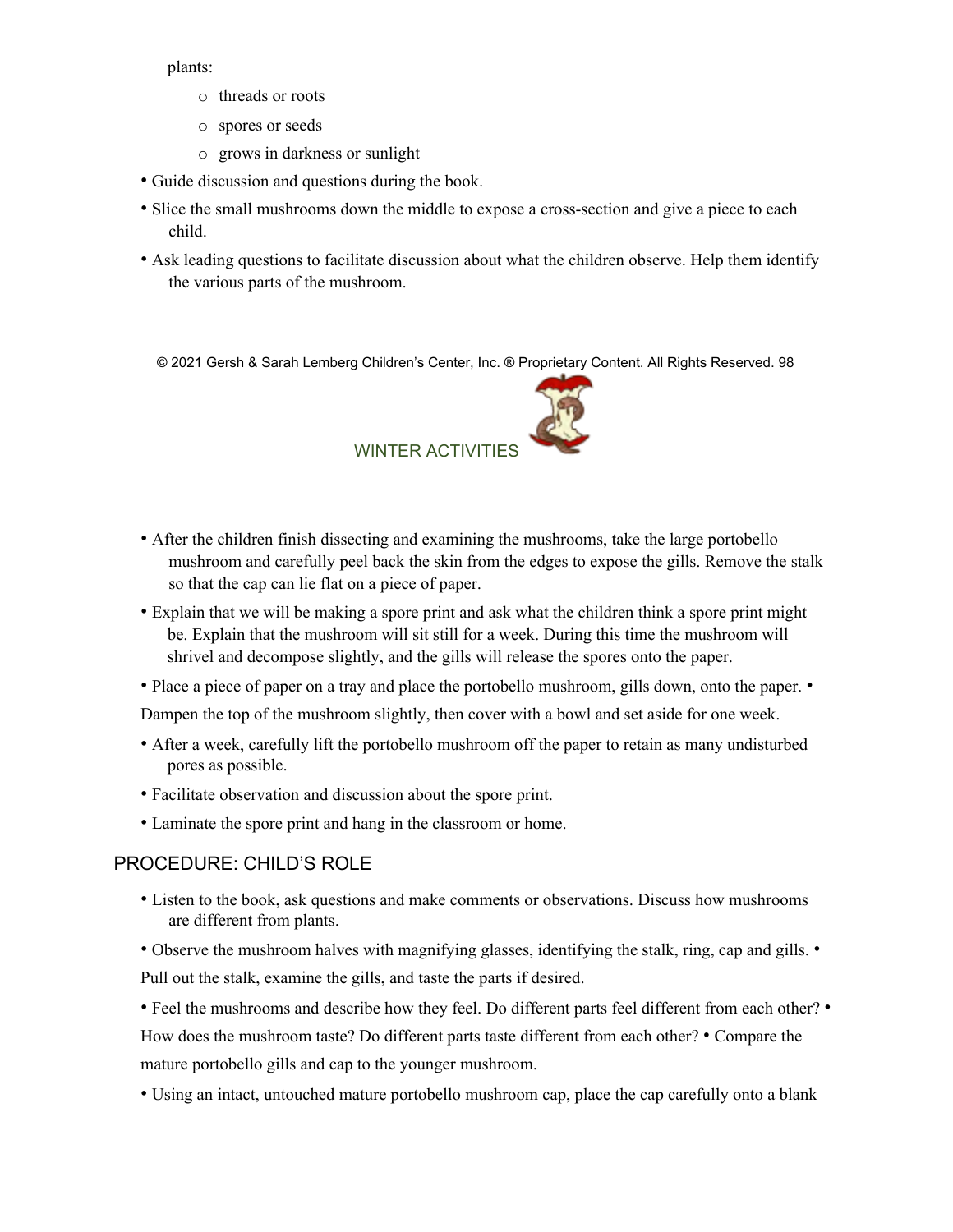plants:

- threads or roots
- spores or seeds
- grows in darkness or sunlight

- Guide discussion and questions during the book.
- Slice the small mushrooms down the middle to expose a cross-section and give a piece to each child.
- Ask leading questions to facilitate discussion about what the children observe. Help them identify the various parts of the mushroom.

- After the children finish dissecting and examining the mushrooms, take the large portobello mushroom and carefully peel back the skin from the edges to expose the gills. Remove the stalk so that the cap can lie flat on a piece of paper.
- Explain that we will be making a spore print and ask what the children think a spore print might be. Explain that the mushroom will sit still for a week. During this time the mushroom will shrivel and decompose slightly, and the gills will release the spores onto the paper.
- Place a piece of paper on a tray and place the portobello mushroom, gills down, onto the paper.
- Dampen the top of the mushroom slightly, then cover with a bowl and set aside for one week.
- After a week, carefully lift the portobello mushroom off the paper to retain as many undisturbed pores as possible.
- Facilitate observation and discussion about the spore print.
- Laminate the spore print and hang in the classroom or home.

## PROCEDURE: CHILD'S ROLE

- Listen to the book, ask questions and make comments or observations. Discuss how mushrooms are different from plants.
- Observe the mushroom halves with magnifying glasses, identifying the stalk, ring, cap and gills.
- Pull out the stalk, examine the gills, and taste the parts if desired.
- Feel the mushrooms and describe how they feel. Do different parts feel different from each other?
- How does the mushroom taste? Do different parts taste different from each other?
- Compare the mature portobello gills and cap to the younger mushroom.
- Using an intact, untouched mature portobello mushroom cap, place the cap carefully onto a blank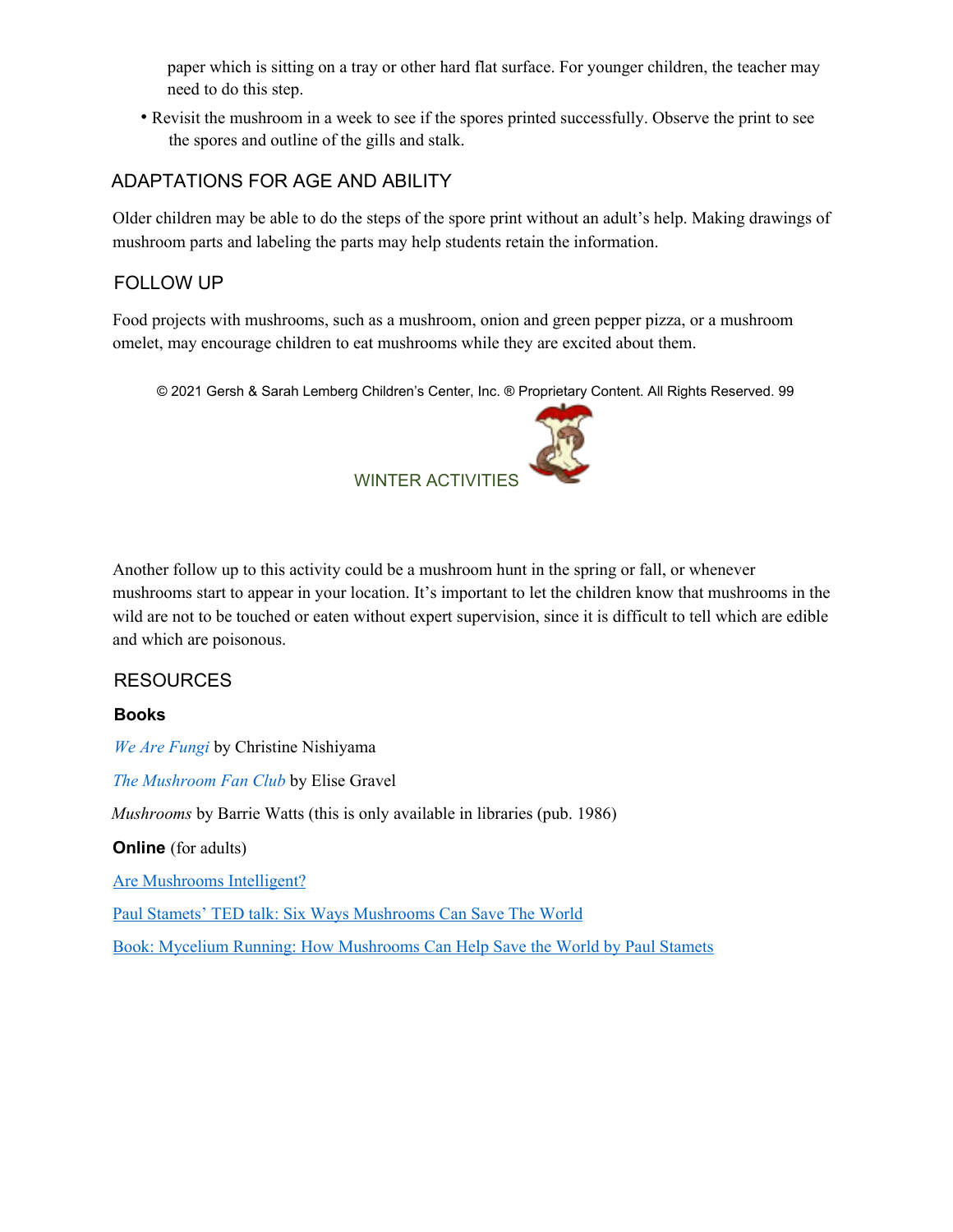paper which is sitting on a tray or other hard flat surface. For younger children, the teacher may need to do this step.

- Revisit the mushroom in a week to see if the spores printed successfully. Observe the print to see the spores and outline of the gills and stalk.

## ADAPTATIONS FOR AGE AND ABILITY

Older children may be able to do the steps of the spore print without an adult's help. Making drawings of mushroom parts and labeling the parts may help students retain the information.

## FOLLOW UP

Food projects with mushrooms, such as a mushroom, onion and green pepper pizza, or a mushroom omelet, may encourage children to eat mushrooms while they are excited about them.

Another follow up to this activity could be a mushroom hunt in the spring or fall, or whenever mushrooms start to appear in your location. It's important to let the children know that mushrooms in the wild are not to be touched or eaten without expert supervision, since it is difficult to tell which are edible and which are poisonous.

## RESOURCES

### Books

*We Are Fungi* by Christine Nishiyama

*The Mushroom Fan Club* by Elise Gravel

*Mushrooms* by Barrie Watts (this is only available in libraries (pub. 1986)

### Online (for adults)

Are Mushrooms Intelligent?

Paul Stamets' TED talk: Six Ways Mushrooms Can Save The World

Book: Mycelium Running: How Mushrooms Can Help Save the World by Paul Stamets